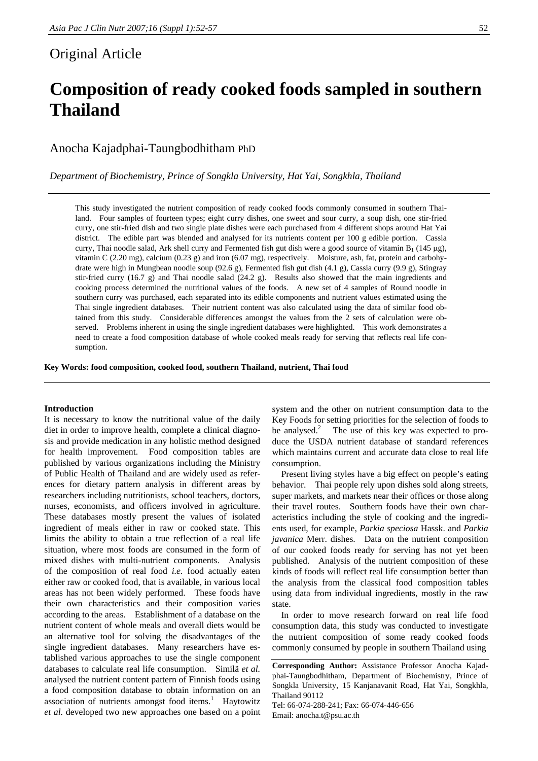Original Article

# Composition of ready cooked foods sampled in southern Thailand

Anocha Kajadphai-Taungbodhitham PhD

*Department of Biochemistry, Prince of Songkla University, Hat Yai, Songkhla, Thailand*

This study investigated the nutrient composition of ready cooked foods commonly consumed in southern Thailand. Four samples of fourteen types; eight curry dishes, one sweet and sour curry, a soup dish, one stir-fried curry, one stir-fried dish and two single plate dishes were each purchased from 4 different shops around Hat Yai district. The edible part was blended and analysed for its nutrients content per 100 g edible portion. Cassia curry, Thai noodle salad, Ark shell curry and Fermented fish gut dish were a good source of vitamin $B_1$ (145 μg), vitamin C (2.20 mg), calcium (0.23 g) and iron (6.07 mg), respectively. Moisture, ash, fat, protein and carbohydrate were high in Mungbean noodle soup (92.6 g), Fermented fish gut dish (4.1 g), Cassia curry (9.9 g), Stingray stir-fried curry (16.7 g) and Thai noodle salad (24.2 g). Results also showed that the main ingredients and cooking process determined the nutritional values of the foods. A new set of 4 samples of Round noodle in southern curry was purchased, each separated into its edible components and nutrient values estimated using the Thai single ingredient databases. Their nutrient content was also calculated using the data of similar food obtained from this study. Considerable differences amongst the values from the 2 sets of calculation were observed. Problems inherent in using the single ingredient databases were highlighted. This work demonstrates a need to create a food composition database of whole cooked meals ready for serving that reflects real life consumption.

**Key Words: food composition, cooked food, southern Thailand, nutrient, Thai food**

## Introduction

It is necessary to know the nutritional value of the daily diet in order to improve health, complete a clinical diagnosis and provide medication in any holistic method designed for health improvement. Food composition tables are published by various organizations including the Ministry of Public Health of Thailand and are widely used as references for dietary pattern analysis in different areas by researchers including nutritionists, school teachers, doctors, nurses, economists, and officers involved in agriculture. These databases mostly present the values of isolated ingredient of meals either in raw or cooked state. This limits the ability to obtain a true reflection of a real life situation, where most foods are consumed in the form of mixed dishes with multi-nutrient components. Analysis of the composition of real food *i.e.* food actually eaten either raw or cooked food, that is available, in various local areas has not been widely performed. These foods have their own characteristics and their composition varies according to the areas. Establishment of a database on the nutrient content of whole meals and overall diets would be an alternative tool for solving the disadvantages of the single ingredient databases. Many researchers have established various approaches to use the single component databases to calculate real life consumption. Similä *et al.* analysed the nutrient content pattern of Finnish foods using a food composition database to obtain information on an association of nutrients amongst food items.[1] Haytowitz *et al.* developed two new approaches one based on a point system and the other on nutrient consumption data to the Key Foods for setting priorities for the selection of foods to be analysed.[2] The use of this key was expected to produce the USDA nutrient database of standard references which maintains current and accurate data close to real life consumption.

Present living styles have a big effect on people's eating behavior. Thai people rely upon dishes sold along streets, super markets, and markets near their offices or those along their travel routes. Southern foods have their own characteristics including the style of cooking and the ingredients used, for example, *Parkia speciosa* Hassk. and *Parkia javanica* Merr. dishes. Data on the nutrient composition of our cooked foods ready for serving has not yet been published. Analysis of the nutrient composition of these kinds of foods will reflect real life consumption better than the analysis from the classical food composition tables using data from individual ingredients, mostly in the raw state.

In order to move research forward on real life food consumption data, this study was conducted to investigate the nutrient composition of some ready cooked foods commonly consumed by people in southern Thailand using

**Corresponding Author:** Assistance Professor Anocha Kajadphai-Taungbodhitham, Department of Biochemistry, Prince of Songkla University, 15 Kanjanavanit Road, Hat Yai, Songkhla, Thailand 90112

Tel: 66-074-288-241; Fax: 66-074-446-656

Email: anocha.t@psu.ac.th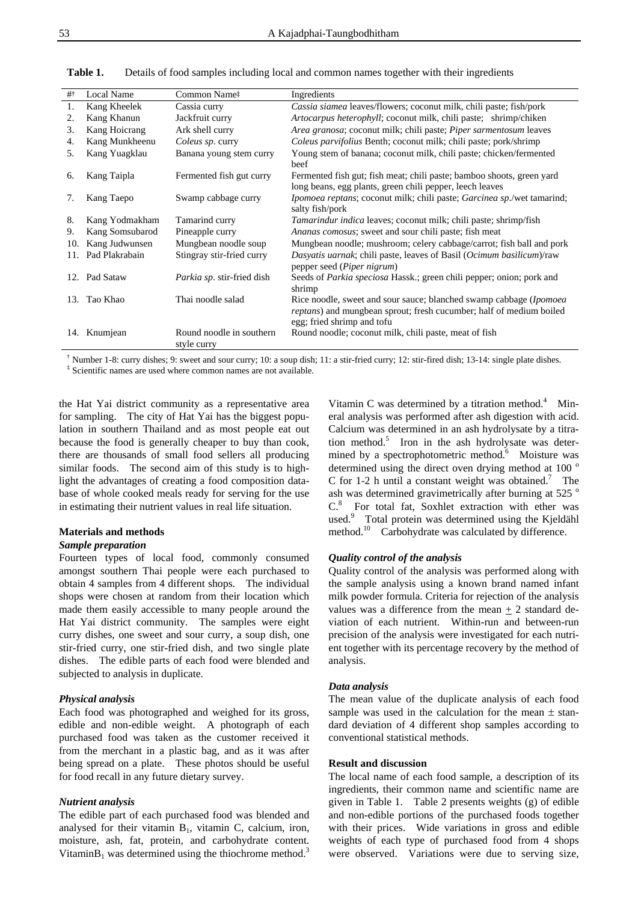**Table 1.** Details of food samples including local and common names together with their ingredients

| #[†] | Local Name | Common Name[‡] | Ingredients |
|---|---|---|---|
| 1. | Kang Kheelek | Cassia curry | *Cassia siamea* leaves/flowers; coconut milk, chili paste; fish/pork |
| 2. | Kang Khanun | Jackfruit curry | *Artocarpus heterophyll*; coconut milk, chili paste; shrimp/chiken |
| 3. | Kang Hoicrang | Ark shell curry | *Area granosa*; coconut milk; chili paste; *Piper sarmentosum* leaves |
| 4. | Kang Munkheenu | *Coleus sp*. curry | *Coleus parvifolius* Benth; coconut milk; chili paste; pork/shrimp |
| 5. | Kang Yuagklau | Banana young stem curry | Young stem of banana; coconut milk, chili paste; chicken/fermented beef |
| 6. | Kang Taipla | Fermented fish gut curry | Fermented fish gut; fish meat; chili paste; bamboo shoots, green yard long beans, egg plants, green chili pepper, leech leaves |
| 7. | Kang Taepo | Swamp cabbage curry | *Ipomoea reptans*; coconut milk; chili paste; *Garcinea sp*./wet tamarind; salty fish/pork |
| 8. | Kang Yodmakham | Tamarind curry | *Tamarindur indica* leaves; coconut milk; chili paste; shrimp/fish |
| 9. | Kang Somsubarod | Pineapple curry | *Ananas comosus*; sweet and sour chili paste; fish meat |
| 10. | Kang Judwunsen | Mungbean noodle soup | Mungbean noodle; mushroom; celery cabbage/carrot; fish ball and pork |
| 11. | Pad Plakrabain | Stingray stir-fried curry | *Dasyatis uarnak*; chili paste, leaves of Basil (*Ocimum basilicum*)/raw pepper seed (*Piper nigrum*) |
| 12. | Pad Sataw | *Parkia sp*. stir-fried dish | Seeds of *Parkia speciosa* Hassk.; green chili pepper; onion; pork and shrimp |
| 13. | Tao Khao | Thai noodle salad | Rice noodle, sweet and sour sauce; blanched swamp cabbage (*Ipomoea reptans*) and mungbean sprout; fresh cucumber; half of medium boiled egg; fried shrimp and tofu |
| 14. | Knumjean | Round noodle in southern style curry | Round noodle; coconut milk, chili paste, meat of fish |

[†] Number 1-8: curry dishes; 9: sweet and sour curry; 10: a soup dish; 11: a stir-fried curry; 12: stir-fired dish; 13-14: single plate dishes.
[‡] Scientific names are used where common names are not available.

the Hat Yai district community as a representative area for sampling. The city of Hat Yai has the biggest population in southern Thailand and as most people eat out because the food is generally cheaper to buy than cook, there are thousands of small food sellers all producing similar foods. The second aim of this study is to highlight the advantages of creating a food composition database of whole cooked meals ready for serving for the use in estimating their nutrient values in real life situation.

## Materials and methods

### *Sample preparation*

Fourteen types of local food, commonly consumed amongst southern Thai people were each purchased to obtain 4 samples from 4 different shops. The individual shops were chosen at random from their location which made them easily accessible to many people around the Hat Yai district community. The samples were eight curry dishes, one sweet and sour curry, a soup dish, one stir-fried curry, one stir-fried dish, and two single plate dishes. The edible parts of each food were blended and subjected to analysis in duplicate.

### *Physical analysis*

Each food was photographed and weighed for its gross, edible and non-edible weight. A photograph of each purchased food was taken as the customer received it from the merchant in a plastic bag, and as it was after being spread on a plate. These photos should be useful for food recall in any future dietary survey.

### *Nutrient analysis*

The edible part of each purchased food was blended and analysed for their vitamin $B_1$, vitamin C, calcium, iron, moisture, ash, fat, protein, and carbohydrate content. Vitamin$B_1$ was determined using the thiochrome method.[3] Vitamin C was determined by a titration method.[4] Mineral analysis was performed after ash digestion with acid. Calcium was determined in an ash hydrolysate by a titration method.[5] Iron in the ash hydrolysate was determined by a spectrophotometric method.[6] Moisture was determined using the direct oven drying method at 100 $^{o}$C for 1-2 h until a constant weight was obtained.[7] The ash was determined gravimetrically after burning at 525 $^{o}$C.[8] For total fat, Soxhlet extraction with ether was used.[9] Total protein was determined using the Kjeldähl method.[10] Carbohydrate was calculated by difference.

### *Quality control of the analysis*

Quality control of the analysis was performed along with the sample analysis using a known brand named infant milk powder formula. Criteria for rejection of the analysis values was a difference from the mean $\pm$ 2 standard deviation of each nutrient. Within-run and between-run precision of the analysis were investigated for each nutrient together with its percentage recovery by the method of analysis.

### *Data analysis*

The mean value of the duplicate analysis of each food sample was used in the calculation for the mean $\pm$ standard deviation of 4 different shop samples according to conventional statistical methods.

## Result and discussion

The local name of each food sample, a description of its ingredients, their common name and scientific name are given in Table 1. Table 2 presents weights (g) of edible and non-edible portions of the purchased foods together with their prices. Wide variations in gross and edible weights of each type of purchased food from 4 shops were observed. Variations were due to serving size,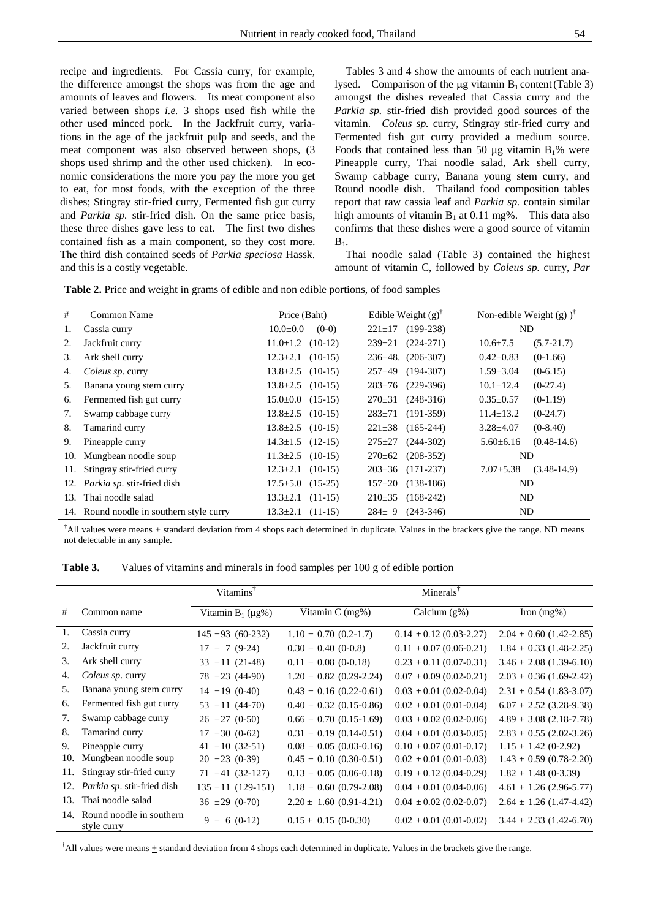recipe and ingredients. For Cassia curry, for example, the difference amongst the shops was from the age and amounts of leaves and flowers. Its meat component also varied between shops *i.e.* 3 shops used fish while the other used minced pork. In the Jackfruit curry, variations in the age of the jackfruit pulp and seeds, and the meat component was also observed between shops, (3 shops used shrimp and the other used chicken). In economic considerations the more you pay the more you get to eat, for most foods, with the exception of the three dishes; Stingray stir-fried curry, Fermented fish gut curry and *Parkia sp.* stir-fried dish. On the same price basis, these three dishes gave less to eat. The first two dishes contained fish as a main component, so they cost more. The third dish contained seeds of *Parkia speciosa* Hassk. and this is a costly vegetable.

Tables 3 and 4 show the amounts of each nutrient analysed. Comparison of the μg vitamin $B_1$ content (Table 3) amongst the dishes revealed that Cassia curry and the *Parkia sp.* stir-fried dish provided good sources of the vitamin. *Coleus sp.* curry, Stingray stir-fried curry and Fermented fish gut curry provided a medium source. Foods that contained less than 50 μg vitamin $B_1$% were Pineapple curry, Thai noodle salad, Ark shell curry, Swamp cabbage curry, Banana young stem curry, and Round noodle dish. Thailand food composition tables report that raw cassia leaf and *Parkia sp.* contain similar high amounts of vitamin $B_1$ at 0.11 mg%. This data also confirms that these dishes were a good source of vitamin $B_1$.

Thai noodle salad (Table 3) contained the highest amount of vitamin C, followed by *Coleus sp.* curry, *Par*

**Table 2.** Price and weight in grams of edible and non edible portions, of food samples

| # | Common Name | Price (Baht) | | Edible Weight (g)† | | Non-edible Weight (g) )† | |
|---|---|---|---|---|---|---|---|
| 1. | Cassia curry | 10.0±0.0 | (0-0) | 221±17 | (199-238) | ND | |
| 2. | Jackfruit curry | 11.0±1.2 | (10-12) | 239±21 | (224-271) | 10.6±7.5 | (5.7-21.7) |
| 3. | Ark shell curry | 12.3±2.1 | (10-15) | 236±48. | (206-307) | 0.42±0.83 | (0-1.66) |
| 4. | *Coleus sp.* curry | 13.8±2.5 | (10-15) | 257±49 | (194-307) | 1.59±3.04 | (0-6.15) |
| 5. | Banana young stem curry | 13.8±2.5 | (10-15) | 283±76 | (229-396) | 10.1±12.4 | (0-27.4) |
| 6. | Fermented fish gut curry | 15.0±0.0 | (15-15) | 270±31 | (248-316) | 0.35±0.57 | (0-1.19) |
| 7. | Swamp cabbage curry | 13.8±2.5 | (10-15) | 283±71 | (191-359) | 11.4±13.2 | (0-24.7) |
| 8. | Tamarind curry | 13.8±2.5 | (10-15) | 221±38 | (165-244) | 3.28±4.07 | (0-8.40) |
| 9. | Pineapple curry | 14.3±1.5 | (12-15) | 275±27 | (244-302) | 5.60±6.16 | (0.48-14.6) |
| 10. | Mungbean noodle soup | 11.3±2.5 | (10-15) | 270±62 | (208-352) | ND | |
| 11. | Stingray stir-fried curry | 12.3±2.1 | (10-15) | 203±36 | (171-237) | 7.07±5.38 | (3.48-14.9) |
| 12. | *Parkia sp.* stir-fried dish | 17.5±5.0 | (15-25) | 157±20 | (138-186) | ND | |
| 13. | Thai noodle salad | 13.3±2.1 | (11-15) | 210±35 | (168-242) | ND | |
| 14. | Round noodle in southern style curry | 13.3±2.1 | (11-15) | 284± 9 | (243-346) | ND | |

†All values were means ± standard deviation from 4 shops each determined in duplicate. Values in the brackets give the range. ND means not detectable in any sample.

**Table 3.** Values of vitamins and minerals in food samples per 100 g of edible portion

| | | Vitamins† | | Minerals† | |
|---|---|---|---|---|---|
| # | Common name | Vitamin $B_1$ (μg%) | Vitamin C (mg%) | Calcium (g%) | Iron (mg%) |
| 1. | Cassia curry | 145 ±93 (60-232) | 1.10 ± 0.70 (0.2-1.7) | 0.14 ± 0.12 (0.03-2.27) | 2.04 ± 0.60 (1.42-2.85) |
| 2. | Jackfruit curry | 17 ± 7 (9-24) | 0.30 ± 0.40 (0-0.8) | 0.11 ± 0.07 (0.06-0.21) | 1.84 ± 0.33 (1.48-2.25) |
| 3. | Ark shell curry | 33 ±11 (21-48) | 0.11 ± 0.08 (0-0.18) | 0.23 ± 0.11 (0.07-0.31) | 3.46 ± 2.08 (1.39-6.10) |
| 4. | *Coleus sp.* curry | 78 ±23 (44-90) | 1.20 ± 0.82 (0.29-2.24) | 0.07 ± 0.09 (0.02-0.21) | 2.03 ± 0.36 (1.69-2.42) |
| 5. | Banana young stem curry | 14 ±19 (0-40) | 0.43 ± 0.16 (0.22-0.61) | 0.03 ± 0.01 (0.02-0.04) | 2.31 ± 0.54 (1.83-3.07) |
| 6. | Fermented fish gut curry | 53 ±11 (44-70) | 0.40 ± 0.32 (0.15-0.86) | 0.02 ± 0.01 (0.01-0.04) | 6.07 ± 2.52 (3.28-9.38) |
| 7. | Swamp cabbage curry | 26 ±27 (0-50) | 0.66 ± 0.70 (0.15-1.69) | 0.03 ± 0.02 (0.02-0.06) | 4.89 ± 3.08 (2.18-7.78) |
| 8. | Tamarind curry | 17 ±30 (0-62) | 0.31 ± 0.19 (0.14-0.51) | 0.04 ± 0.01 (0.03-0.05) | 2.83 ± 0.55 (2.02-3.26) |
| 9. | Pineapple curry | 41 ±10 (32-51) | 0.08 ± 0.05 (0.03-0.16) | 0.10 ± 0.07 (0.01-0.17) | 1.15 ± 1.42 (0-2.92) |
| 10. | Mungbean noodle soup | 20 ±23 (0-39) | 0.45 ± 0.10 (0.30-0.51) | 0.02 ± 0.01 (0.01-0.03) | 1.43 ± 0.59 (0.78-2.20) |
| 11. | Stingray stir-fried curry | 71 ±41 (32-127) | 0.13 ± 0.05 (0.06-0.18) | 0.19 ± 0.12 (0.04-0.29) | 1.82 ± 1.48 (0-3.39) |
| 12. | *Parkia sp.* stir-fried dish | 135 ±11 (129-151) | 1.18 ± 0.60 (0.79-2.08) | 0.04 ± 0.01 (0.04-0.06) | 4.61 ± 1.26 (2.96-5.77) |
| 13. | Thai noodle salad | 36 ±29 (0-70) | 2.20 ± 1.60 (0.91-4.21) | 0.04 ± 0.02 (0.02-0.07) | 2.64 ± 1.26 (1.47-4.42) |
| 14. | Round noodle in southern style curry | 9 ± 6 (0-12) | 0.15 ± 0.15 (0-0.30) | 0.02 ± 0.01 (0.01-0.02) | 3.44 ± 2.33 (1.42-6.70) |

†All values were means ± standard deviation from 4 shops each determined in duplicate. Values in the brackets give the range.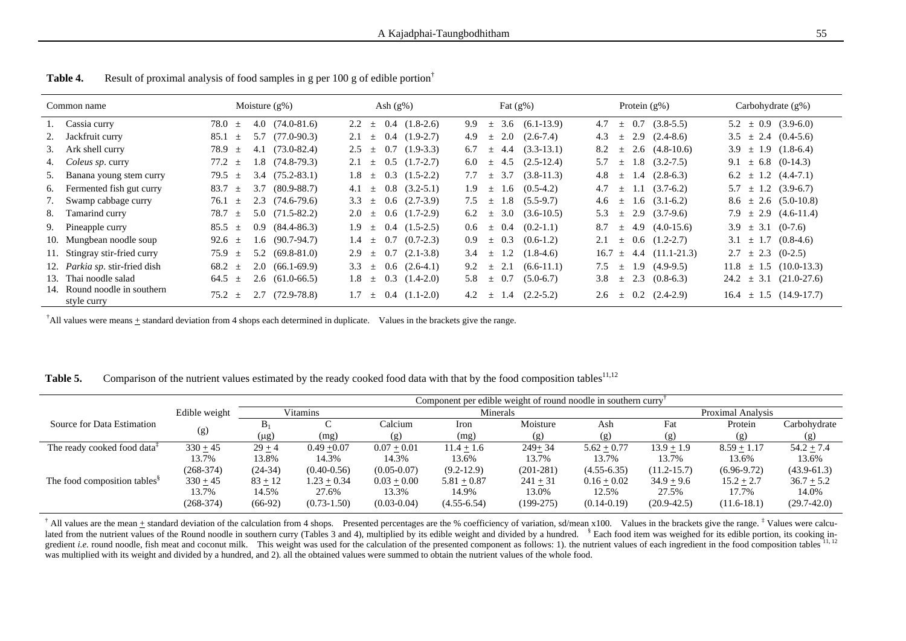**Table 4.** Result of proximal analysis of food samples in g per 100 g of edible portion†

| Common name | Moisture (g%) | Ash (g%) | Fat (g%) | Protein (g%) | Carbohydrate (g%) |
|---|---|---|---|---|---|
| 1. Cassia curry | 78.0 ± 4.0 (74.0-81.6) | 2.2 ± 0.4 (1.8-2.6) | 9.9 ± 3.6 (6.1-13.9) | 4.7 ± 0.7 (3.8-5.5) | 5.2 ± 0.9 (3.9-6.0) |
| 2. Jackfruit curry | 85.1 ± 5.7 (77.0-90.3) | 2.1 ± 0.4 (1.9-2.7) | 4.9 ± 2.0 (2.6-7.4) | 4.3 ± 2.9 (2.4-8.6) | 3.5 ± 2.4 (0.4-5.6) |
| 3. Ark shell curry | 78.9 ± 4.1 (73.0-82.4) | 2.5 ± 0.7 (1.9-3.3) | 6.7 ± 4.4 (3.3-13.1) | 8.2 ± 2.6 (4.8-10.6) | 3.9 ± 1.9 (1.8-6.4) |
| 4. *Coleus sp.* curry | 77.2 ± 1.8 (74.8-79.3) | 2.1 ± 0.5 (1.7-2.7) | 6.0 ± 4.5 (2.5-12.4) | 5.7 ± 1.8 (3.2-7.5) | 9.1 ± 6.8 (0-14.3) |
| 5. Banana young stem curry | 79.5 ± 3.4 (75.2-83.1) | 1.8 ± 0.3 (1.5-2.2) | 7.7 ± 3.7 (3.8-11.3) | 4.8 ± 1.4 (2.8-6.3) | 6.2 ± 1.2 (4.4-7.1) |
| 6. Fermented fish gut curry | 83.7 ± 3.7 (80.9-88.7) | 4.1 ± 0.8 (3.2-5.1) | 1.9 ± 1.6 (0.5-4.2) | 4.7 ± 1.1 (3.7-6.2) | 5.7 ± 1.2 (3.9-6.7) |
| 7. Swamp cabbage curry | 76.1 ± 2.3 (74.6-79.6) | 3.3 ± 0.6 (2.7-3.9) | 7.5 ± 1.8 (5.5-9.7) | 4.6 ± 1.6 (3.1-6.2) | 8.6 ± 2.6 (5.0-10.8) |
| 8. Tamarind curry | 78.7 ± 5.0 (71.5-82.2) | 2.0 ± 0.6 (1.7-2.9) | 6.2 ± 3.0 (3.6-10.5) | 5.3 ± 2.9 (3.7-9.6) | 7.9 ± 2.9 (4.6-11.4) |
| 9. Pineapple curry | 85.5 ± 0.9 (84.4-86.3) | 1.9 ± 0.4 (1.5-2.5) | 0.6 ± 0.4 (0.2-1.1) | 8.7 ± 4.9 (4.0-15.6) | 3.9 ± 3.1 (0-7.6) |
| 10. Mungbean noodle soup | 92.6 ± 1.6 (90.7-94.7) | 1.4 ± 0.7 (0.7-2.3) | 0.9 ± 0.3 (0.6-1.2) | 2.1 ± 0.6 (1.2-2.7) | 3.1 ± 1.7 (0.8-4.6) |
| 11. Stingray stir-fried curry | 75.9 ± 5.2 (69.8-81.0) | 2.9 ± 0.7 (2.1-3.8) | 3.4 ± 1.2 (1.8-4.6) | 16.7 ± 4.4 (11.1-21.3) | 2.7 ± 2.3 (0-2.5) |
| 12. *Parkia sp.* stir-fried dish | 68.2 ± 2.0 (66.1-69.9) | 3.3 ± 0.6 (2.6-4.1) | 9.2 ± 2.1 (6.6-11.1) | 7.5 ± 1.9 (4.9-9.5) | 11.8 ± 1.5 (10.0-13.3) |
| 13. Thai noodle salad | 64.5 ± 2.6 (61.0-66.5) | 1.8 ± 0.3 (1.4-2.0) | 5.8 ± 0.7 (5.0-6.7) | 3.8 ± 2.3 (0.8-6.3) | 24.2 ± 3.1 (21.0-27.6) |
| 14. Round noodle in southern style curry | 75.2 ± 2.7 (72.9-78.8) | 1.7 ± 0.4 (1.1-2.0) | 4.2 ± 1.4 (2.2-5.2) | 2.6 ± 0.2 (2.4-2.9) | 16.4 ± 1.5 (14.9-17.7) |

†All values were means ± standard deviation from 4 shops each determined in duplicate. Values in the brackets give the range.

**Table 5.** Comparison of the nutrient values estimated by the ready cooked food data with that by the food composition tables[11,12]

| Source for Data Estimation | Edible weight (g) | Component per edible weight of round noodle in southern curry† | | | | | | | | |
|---|---|---|---|---|---|---|---|---|---|---|
| | | Vitamins | | Minerals | | Proximal Analysis | | | | |
| | | $B_1$ (μg) | C (mg) | Calcium (g) | Iron (mg) | Moisture (g) | Ash (g) | Fat (g) | Protein (g) | Carbohydrate (g) |
| The ready cooked food data‡ | 330 ± 45 | 29 ± 4 | 0.49 ± 0.07 | 0.07 ± 0.01 | 11.4 ± 1.6 | 249 ± 34 | 5.62 ± 0.77 | 13.9 ± 1.9 | 8.59 ± 1.17 | 54.2 ± 7.4 |
| | 13.7% | 13.8% | 14.3% | 14.3% | 13.6% | 13.7% | 13.7% | 13.7% | 13.6% | 13.6% |
| | (268-374) | (24-34) | (0.40-0.56) | (0.05-0.07) | (9.2-12.9) | (201-281) | (4.55-6.35) | (11.2-15.7) | (6.96-9.72) | (43.9-61.3) |
| The food composition tables§ | 330 ± 45 | 83 ± 12 | 1.23 ± 0.34 | 0.03 ± 0.00 | 5.81 ± 0.87 | 241 ± 31 | 0.16 ± 0.02 | 34.9 ± 9.6 | 15.2 ± 2.7 | 36.7 ± 5.2 |
| | 13.7% | 14.5% | 27.6% | 13.3% | 14.9% | 13.0% | 12.5% | 27.5% | 17.7% | 14.0% |
| | (268-374) | (66-92) | (0.73-1.50) | (0.03-0.04) | (4.55-6.54) | (199-275) | (0.14-0.19) | (20.9-42.5) | (11.6-18.1) | (29.7-42.0) |

† All values are the mean ± standard deviation of the calculation from 4 shops. Presented percentages are the % coefficiency of variation, sd/mean x100. Values in the brackets give the range. ‡ Values were calculated from the nutrient values of the Round noodle in southern curry (Tables 3 and 4), multiplied by its edible weight and divided by a hundred. § Each food item was weighed for its edible portion, its cooking ingredient *i.e.* round noodle, fish meat and coconut milk. This weight was used for the calculation of the presented component as follows: 1). the nutrient values of each ingredient in the food composition tables [11, 12] was multiplied with its weight and divided by a hundred, and 2). all the obtained values were summed to obtain the nutrient values of the whole food.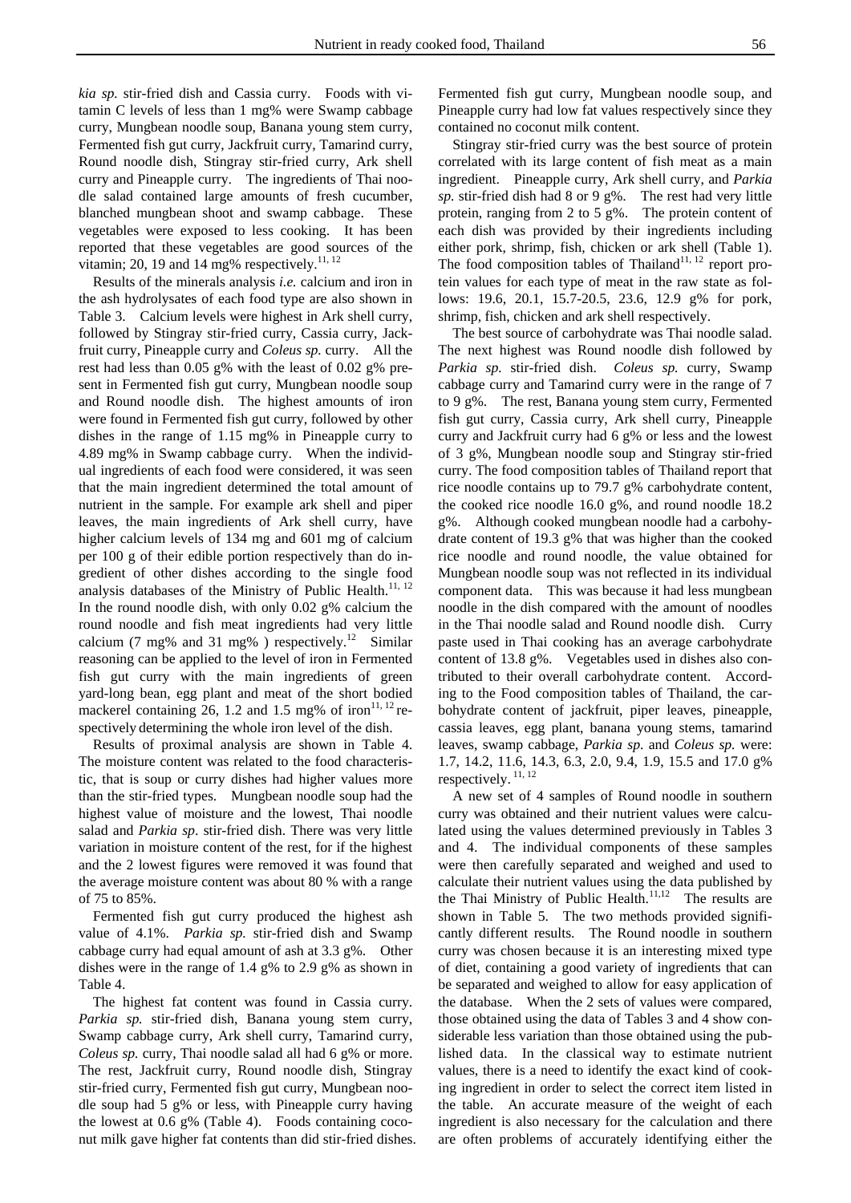*kia sp.* stir-fried dish and Cassia curry. Foods with vitamin C levels of less than 1 mg% were Swamp cabbage curry, Mungbean noodle soup, Banana young stem curry, Fermented fish gut curry, Jackfruit curry, Tamarind curry, Round noodle dish, Stingray stir-fried curry, Ark shell curry and Pineapple curry. The ingredients of Thai noodle salad contained large amounts of fresh cucumber, blanched mungbean shoot and swamp cabbage. These vegetables were exposed to less cooking. It has been reported that these vegetables are good sources of the vitamin; 20, 19 and 14 mg% respectively.[11, 12]

Results of the minerals analysis *i.e.* calcium and iron in the ash hydrolysates of each food type are also shown in Table 3. Calcium levels were highest in Ark shell curry, followed by Stingray stir-fried curry, Cassia curry, Jackfruit curry, Pineapple curry and *Coleus sp.* curry. All the rest had less than 0.05 g% with the least of 0.02 g% present in Fermented fish gut curry, Mungbean noodle soup and Round noodle dish. The highest amounts of iron were found in Fermented fish gut curry, followed by other dishes in the range of 1.15 mg% in Pineapple curry to 4.89 mg% in Swamp cabbage curry. When the individual ingredients of each food were considered, it was seen that the main ingredient determined the total amount of nutrient in the sample. For example ark shell and piper leaves, the main ingredients of Ark shell curry, have higher calcium levels of 134 mg and 601 mg of calcium per 100 g of their edible portion respectively than do ingredient of other dishes according to the single food analysis databases of the Ministry of Public Health.[11, 12] In the round noodle dish, with only 0.02 g% calcium the round noodle and fish meat ingredients had very little calcium (7 mg% and 31 mg% ) respectively.[12] Similar reasoning can be applied to the level of iron in Fermented fish gut curry with the main ingredients of green yard-long bean, egg plant and meat of the short bodied mackerel containing 26, 1.2 and 1.5 mg% of iron[11, 12] respectively determining the whole iron level of the dish.

Results of proximal analysis are shown in Table 4. The moisture content was related to the food characteristic, that is soup or curry dishes had higher values more than the stir-fried types. Mungbean noodle soup had the highest value of moisture and the lowest, Thai noodle salad and *Parkia sp*. stir-fried dish. There was very little variation in moisture content of the rest, for if the highest and the 2 lowest figures were removed it was found that the average moisture content was about 80 % with a range of 75 to 85%.

Fermented fish gut curry produced the highest ash value of 4.1%. *Parkia sp.* stir-fried dish and Swamp cabbage curry had equal amount of ash at 3.3 g%. Other dishes were in the range of 1.4 g% to 2.9 g% as shown in Table 4.

The highest fat content was found in Cassia curry. *Parkia sp.* stir-fried dish, Banana young stem curry, Swamp cabbage curry, Ark shell curry, Tamarind curry, *Coleus sp.* curry, Thai noodle salad all had 6 g% or more. The rest, Jackfruit curry, Round noodle dish, Stingray stir-fried curry, Fermented fish gut curry, Mungbean noodle soup had 5 g% or less, with Pineapple curry having the lowest at 0.6 g% (Table 4). Foods containing coconut milk gave higher fat contents than did stir-fried dishes. Fermented fish gut curry, Mungbean noodle soup, and Pineapple curry had low fat values respectively since they contained no coconut milk content.

Stingray stir-fried curry was the best source of protein correlated with its large content of fish meat as a main ingredient. Pineapple curry, Ark shell curry, and *Parkia sp.* stir-fried dish had 8 or 9 g%. The rest had very little protein, ranging from 2 to 5 g%. The protein content of each dish was provided by their ingredients including either pork, shrimp, fish, chicken or ark shell (Table 1). The food composition tables of Thailand[11, 12] report protein values for each type of meat in the raw state as follows: 19.6, 20.1, 15.7-20.5, 23.6, 12.9 g% for pork, shrimp, fish, chicken and ark shell respectively.

The best source of carbohydrate was Thai noodle salad. The next highest was Round noodle dish followed by *Parkia sp.* stir-fried dish. *Coleus sp.* curry, Swamp cabbage curry and Tamarind curry were in the range of 7 to 9 g%. The rest, Banana young stem curry, Fermented fish gut curry, Cassia curry, Ark shell curry, Pineapple curry and Jackfruit curry had 6 g% or less and the lowest of 3 g%, Mungbean noodle soup and Stingray stir-fried curry. The food composition tables of Thailand report that rice noodle contains up to 79.7 g% carbohydrate content, the cooked rice noodle 16.0 g%, and round noodle 18.2 g%. Although cooked mungbean noodle had a carbohydrate content of 19.3 g% that was higher than the cooked rice noodle and round noodle, the value obtained for Mungbean noodle soup was not reflected in its individual component data. This was because it had less mungbean noodle in the dish compared with the amount of noodles in the Thai noodle salad and Round noodle dish. Curry paste used in Thai cooking has an average carbohydrate content of 13.8 g%. Vegetables used in dishes also contributed to their overall carbohydrate content. According to the Food composition tables of Thailand, the carbohydrate content of jackfruit, piper leaves, pineapple, cassia leaves, egg plant, banana young stems, tamarind leaves, swamp cabbage, *Parkia sp.* and *Coleus sp.* were: 1.7, 14.2, 11.6, 14.3, 6.3, 2.0, 9.4, 1.9, 15.5 and 17.0 g% respectively.[11, 12]

A new set of 4 samples of Round noodle in southern curry was obtained and their nutrient values were calculated using the values determined previously in Tables 3 and 4. The individual components of these samples were then carefully separated and weighed and used to calculate their nutrient values using the data published by the Thai Ministry of Public Health.[11,12] The results are shown in Table 5. The two methods provided significantly different results. The Round noodle in southern curry was chosen because it is an interesting mixed type of diet, containing a good variety of ingredients that can be separated and weighed to allow for easy application of the database. When the 2 sets of values were compared, those obtained using the data of Tables 3 and 4 show considerable less variation than those obtained using the published data. In the classical way to estimate nutrient values, there is a need to identify the exact kind of cooking ingredient in order to select the correct item listed in the table. An accurate measure of the weight of each ingredient is also necessary for the calculation and there are often problems of accurately identifying either the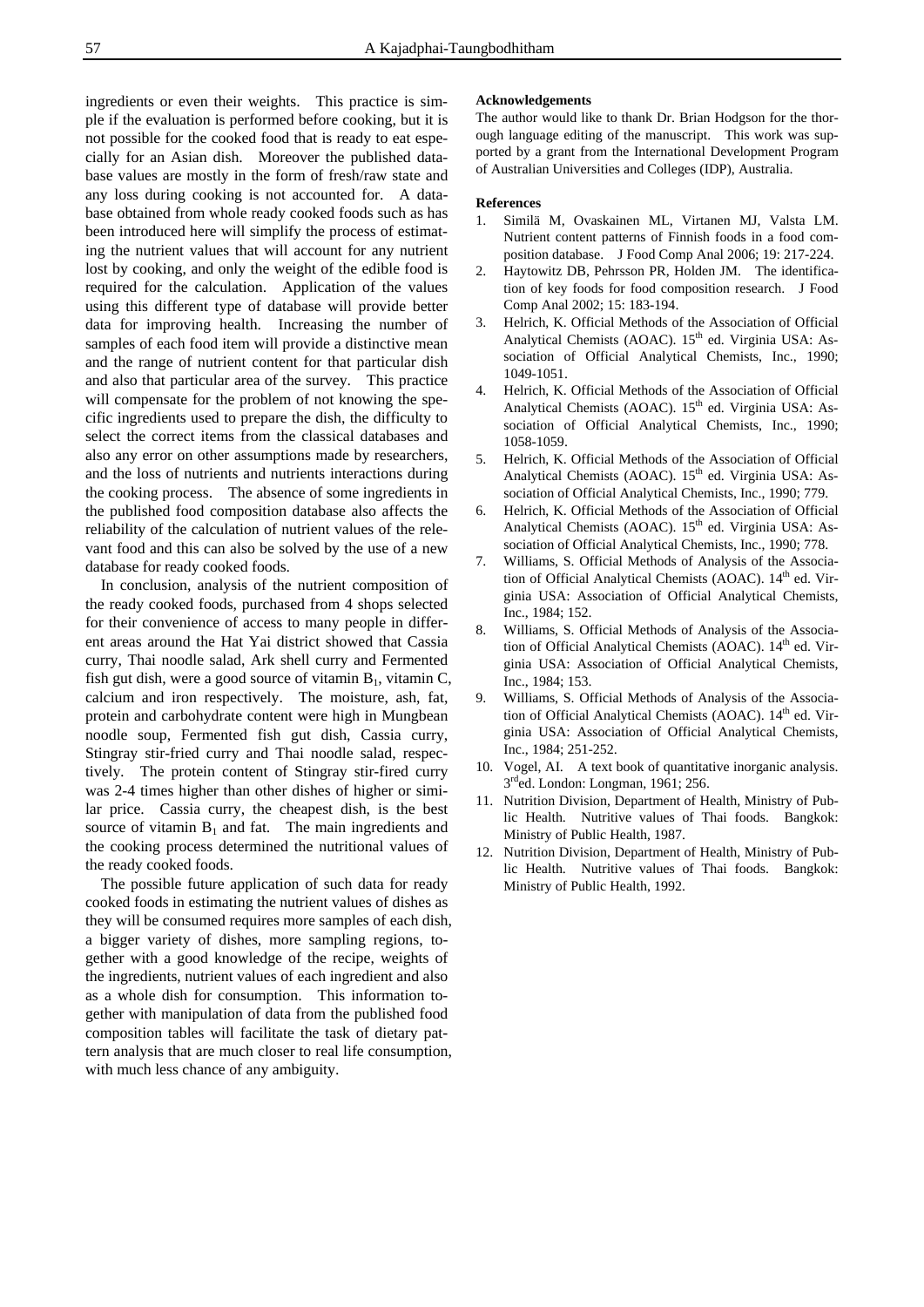ingredients or even their weights. This practice is simple if the evaluation is performed before cooking, but it is not possible for the cooked food that is ready to eat especially for an Asian dish. Moreover the published database values are mostly in the form of fresh/raw state and any loss during cooking is not accounted for. A database obtained from whole ready cooked foods such as has been introduced here will simplify the process of estimating the nutrient values that will account for any nutrient lost by cooking, and only the weight of the edible food is required for the calculation. Application of the values using this different type of database will provide better data for improving health. Increasing the number of samples of each food item will provide a distinctive mean and the range of nutrient content for that particular dish and also that particular area of the survey. This practice will compensate for the problem of not knowing the specific ingredients used to prepare the dish, the difficulty to select the correct items from the classical databases and also any error on other assumptions made by researchers, and the loss of nutrients and nutrients interactions during the cooking process. The absence of some ingredients in the published food composition database also affects the reliability of the calculation of nutrient values of the relevant food and this can also be solved by the use of a new database for ready cooked foods.

In conclusion, analysis of the nutrient composition of the ready cooked foods, purchased from 4 shops selected for their convenience of access to many people in different areas around the Hat Yai district showed that Cassia curry, Thai noodle salad, Ark shell curry and Fermented fish gut dish, were a good source of vitamin $B_1$, vitamin C, calcium and iron respectively. The moisture, ash, fat, protein and carbohydrate content were high in Mungbean noodle soup, Fermented fish gut dish, Cassia curry, Stingray stir-fried curry and Thai noodle salad, respectively. The protein content of Stingray stir-fired curry was 2-4 times higher than other dishes of higher or similar price. Cassia curry, the cheapest dish, is the best source of vitamin $B_1$ and fat. The main ingredients and the cooking process determined the nutritional values of the ready cooked foods.

The possible future application of such data for ready cooked foods in estimating the nutrient values of dishes as they will be consumed requires more samples of each dish, a bigger variety of dishes, more sampling regions, together with a good knowledge of the recipe, weights of the ingredients, nutrient values of each ingredient and also as a whole dish for consumption. This information together with manipulation of data from the published food composition tables will facilitate the task of dietary pattern analysis that are much closer to real life consumption, with much less chance of any ambiguity.

**Acknowledgements**

The author would like to thank Dr. Brian Hodgson for the thorough language editing of the manuscript. This work was supported by a grant from the International Development Program of Australian Universities and Colleges (IDP), Australia.

**References**

1. Similä M, Ovaskainen ML, Virtanen MJ, Valsta LM. Nutrient content patterns of Finnish foods in a food composition database. J Food Comp Anal 2006; 19: 217-224.
2. Haytowitz DB, Pehrsson PR, Holden JM. The identification of key foods for food composition research. J Food Comp Anal 2002; 15: 183-194.
3. Helrich, K. Official Methods of the Association of Official Analytical Chemists (AOAC). 15th ed. Virginia USA: Association of Official Analytical Chemists, Inc., 1990; 1049-1051.
4. Helrich, K. Official Methods of the Association of Official Analytical Chemists (AOAC). 15th ed. Virginia USA: Association of Official Analytical Chemists, Inc., 1990; 1058-1059.
5. Helrich, K. Official Methods of the Association of Official Analytical Chemists (AOAC). 15th ed. Virginia USA: Association of Official Analytical Chemists, Inc., 1990; 779.
6. Helrich, K. Official Methods of the Association of Official Analytical Chemists (AOAC). 15th ed. Virginia USA: Association of Official Analytical Chemists, Inc., 1990; 778.
7. Williams, S. Official Methods of Analysis of the Association of Official Analytical Chemists (AOAC). 14th ed. Virginia USA: Association of Official Analytical Chemists, Inc., 1984; 152.
8. Williams, S. Official Methods of Analysis of the Association of Official Analytical Chemists (AOAC). 14th ed. Virginia USA: Association of Official Analytical Chemists, Inc., 1984; 153.
9. Williams, S. Official Methods of Analysis of the Association of Official Analytical Chemists (AOAC). 14th ed. Virginia USA: Association of Official Analytical Chemists, Inc., 1984; 251-252.
10. Vogel, AI. A text book of quantitative inorganic analysis. 3rd ed. London: Longman, 1961; 256.
11. Nutrition Division, Department of Health, Ministry of Public Health. Nutritive values of Thai foods. Bangkok: Ministry of Public Health, 1987.
12. Nutrition Division, Department of Health, Ministry of Public Health. Nutritive values of Thai foods. Bangkok: Ministry of Public Health, 1992.